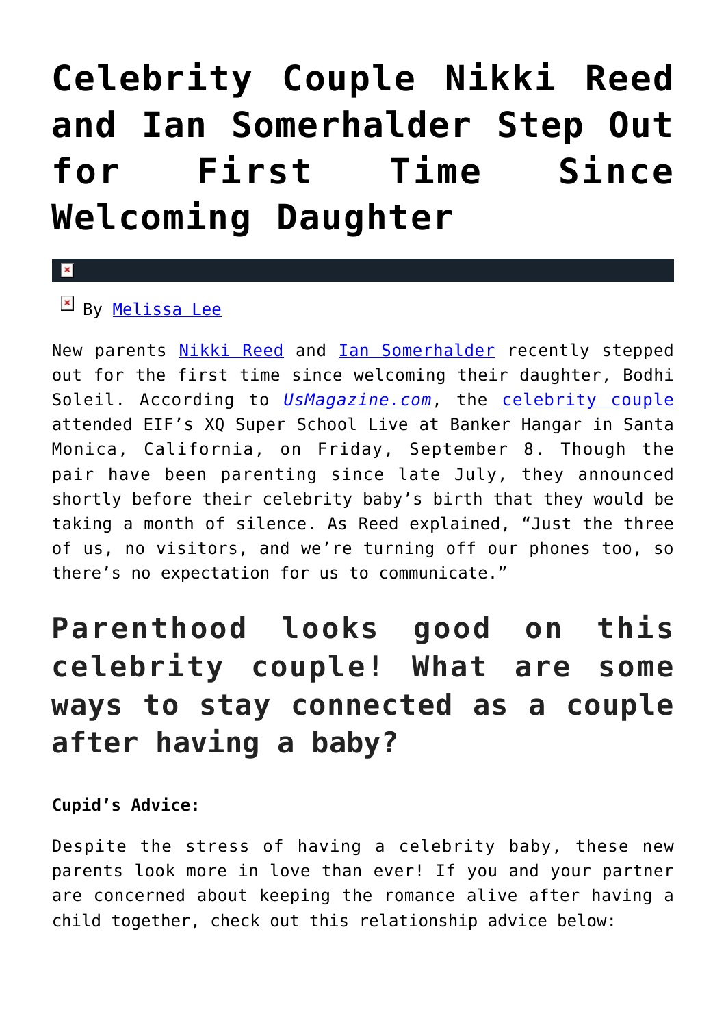# Celebrity Couple Nikki Reed and Ian Somerhalder Step Out for First Time Since Welcoming Daughter

By Melissa Lee

New parents Nikki Reed and Ian Somerhalder recently stepped out for the first time since welcoming their daughter, Bodhi Soleil. According to *UsMagazine.com*, the celebrity couple attended EIF's XQ Super School Live at Banker Hangar in Santa Monica, California, on Friday, September 8. Though the pair have been parenting since late July, they announced shortly before their celebrity baby's birth that they would be taking a month of silence. As Reed explained, "Just the three of us, no visitors, and we're turning off our phones too, so there's no expectation for us to communicate."

## Parenthood looks good on this celebrity couple! What are some ways to stay connected as a couple after having a baby?

**Cupid's Advice:**

Despite the stress of having a celebrity baby, these new parents look more in love than ever! If you and your partner are concerned about keeping the romance alive after having a child together, check out this relationship advice below: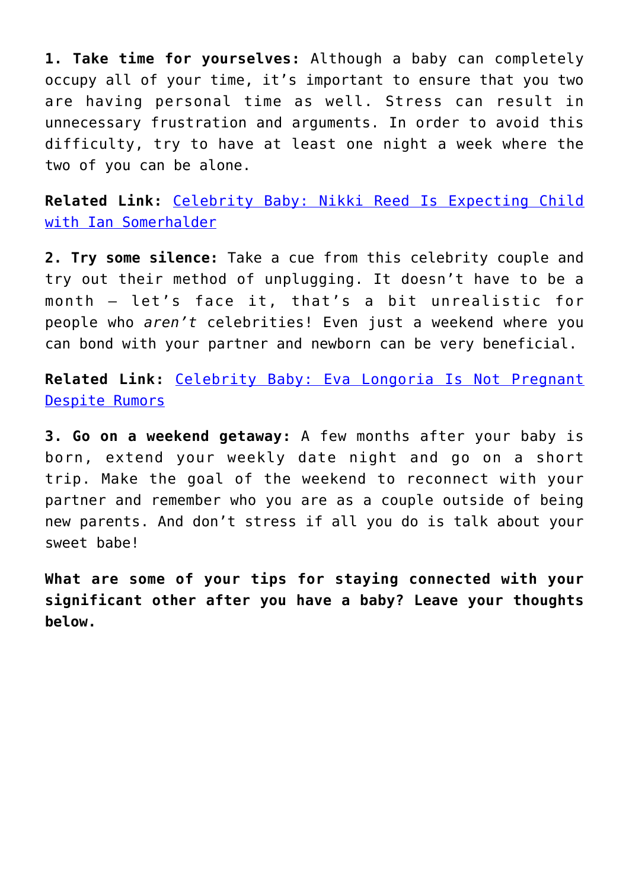**1. Take time for yourselves:** Although a baby can completely occupy all of your time, it's important to ensure that you two are having personal time as well. Stress can result in unnecessary frustration and arguments. In order to avoid this difficulty, try to have at least one night a week where the two of you can be alone.

**Related Link:** [Celebrity Baby: Nikki Reed Is Expecting Child with Ian Somerhalder]

**2. Try some silence:** Take a cue from this celebrity couple and try out their method of unplugging. It doesn't have to be a month — let's face it, that's a bit unrealistic for people who *aren't* celebrities! Even just a weekend where you can bond with your partner and newborn can be very beneficial.

**Related Link:** [Celebrity Baby: Eva Longoria Is Not Pregnant Despite Rumors]

**3. Go on a weekend getaway:** A few months after your baby is born, extend your weekly date night and go on a short trip. Make the goal of the weekend to reconnect with your partner and remember who you are as a couple outside of being new parents. And don't stress if all you do is talk about your sweet babe!

**What are some of your tips for staying connected with your significant other after you have a baby? Leave your thoughts below.**